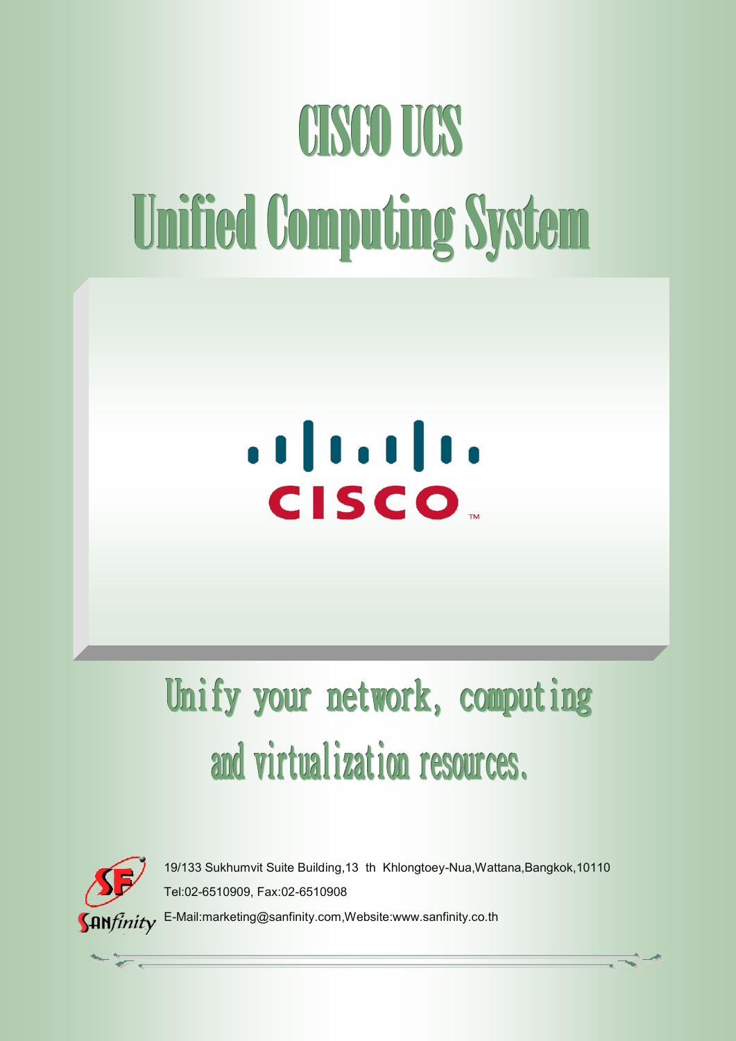# CISCO UCS

# Unified Computing System

CISCO™

## Unify your network, computing and virtualization resources.

SANfinity

19/133 Sukhumvit Suite Building,13 th Khlongtoey-Nua,Wattana,Bangkok,10110

Tel:02-6510909, Fax:02-6510908

E-Mail:marketing@sanfinity.com,Website:www.sanfinity.co.th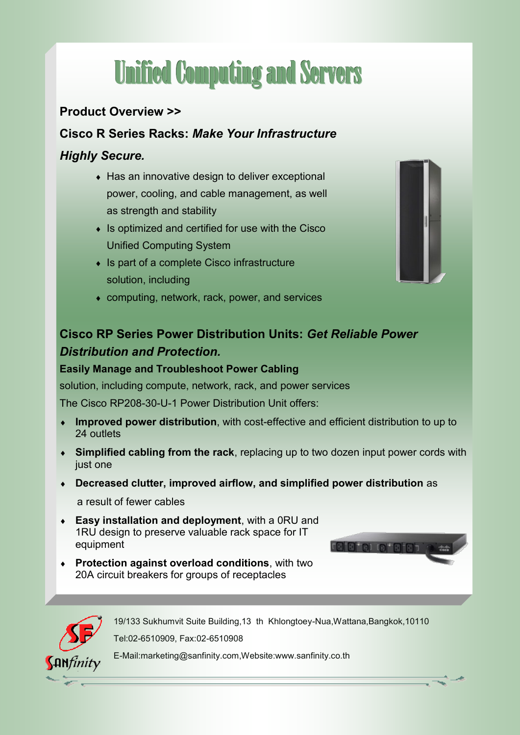# Unified Computing and Servers

**Product Overview >>**

## Cisco R Series Racks: *Make Your Infrastructure Highly Secure.*

- Has an innovative design to deliver exceptional power, cooling, and cable management, as well as strength and stability
- Is optimized and certified for use with the Cisco Unified Computing System
- Is part of a complete Cisco infrastructure solution, including
- computing, network, rack, power, and services

## Cisco RP Series Power Distribution Units: *Get Reliable Power Distribution and Protection.*

**Easily Manage and Troubleshoot Power Cabling**

solution, including compute, network, rack, and power services

The Cisco RP208-30-U-1 Power Distribution Unit offers:

- **Improved power distribution**, with cost-effective and efficient distribution to up to 24 outlets
- **Simplified cabling from the rack**, replacing up to two dozen input power cords with just one
- **Decreased clutter, improved airflow, and simplified power distribution** as a result of fewer cables
- **Easy installation and deployment**, with a 0RU and 1RU design to preserve valuable rack space for IT equipment
- **Protection against overload conditions**, with two 20A circuit breakers for groups of receptacles

19/133 Sukhumvit Suite Building,13 th Khlongtoey-Nua,Wattana,Bangkok,10110

Tel:02-6510909, Fax:02-6510908

E-Mail:marketing@sanfinity.com,Website:www.sanfinity.co.th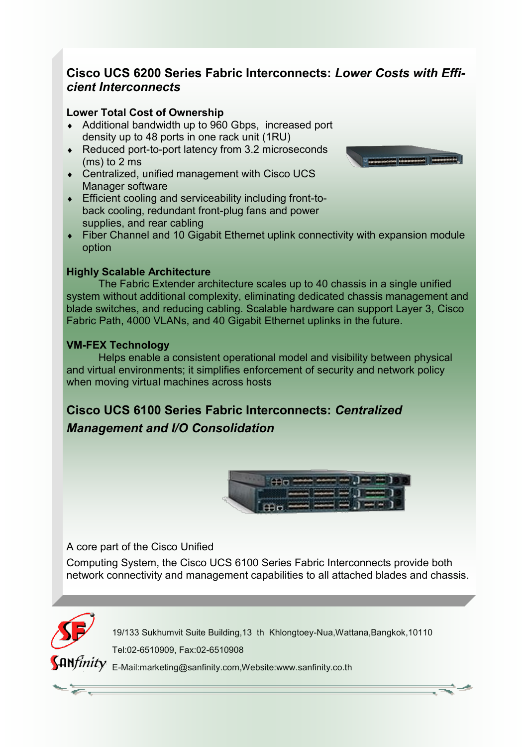## Cisco UCS 6200 Series Fabric Interconnects: *Lower Costs with Efficient Interconnects*

**Lower Total Cost of Ownership**

- Additional bandwidth up to 960 Gbps, increased port density up to 48 ports in one rack unit (1RU)
- Reduced port-to-port latency from 3.2 microseconds (ms) to 2 ms
- Centralized, unified management with Cisco UCS Manager software
- Efficient cooling and serviceability including front-to-back cooling, redundant front-plug fans and power supplies, and rear cabling
- Fiber Channel and 10 Gigabit Ethernet uplink connectivity with expansion module option

**Highly Scalable Architecture**

The Fabric Extender architecture scales up to 40 chassis in a single unified system without additional complexity, eliminating dedicated chassis management and blade switches, and reducing cabling. Scalable hardware can support Layer 3, Cisco Fabric Path, 4000 VLANs, and 40 Gigabit Ethernet uplinks in the future.

**VM-FEX Technology**

Helps enable a consistent operational model and visibility between physical and virtual environments; it simplifies enforcement of security and network policy when moving virtual machines across hosts

## Cisco UCS 6100 Series Fabric Interconnects: *Centralized Management and I/O Consolidation*

A core part of the Cisco Unified

Computing System, the Cisco UCS 6100 Series Fabric Interconnects provide both network connectivity and management capabilities to all attached blades and chassis.

19/133 Sukhumvit Suite Building,13 th Khlongtoey-Nua,Wattana,Bangkok,10110

Tel:02-6510909, Fax:02-6510908

E-Mail:marketing@sanfinity.com,Website:www.sanfinity.co.th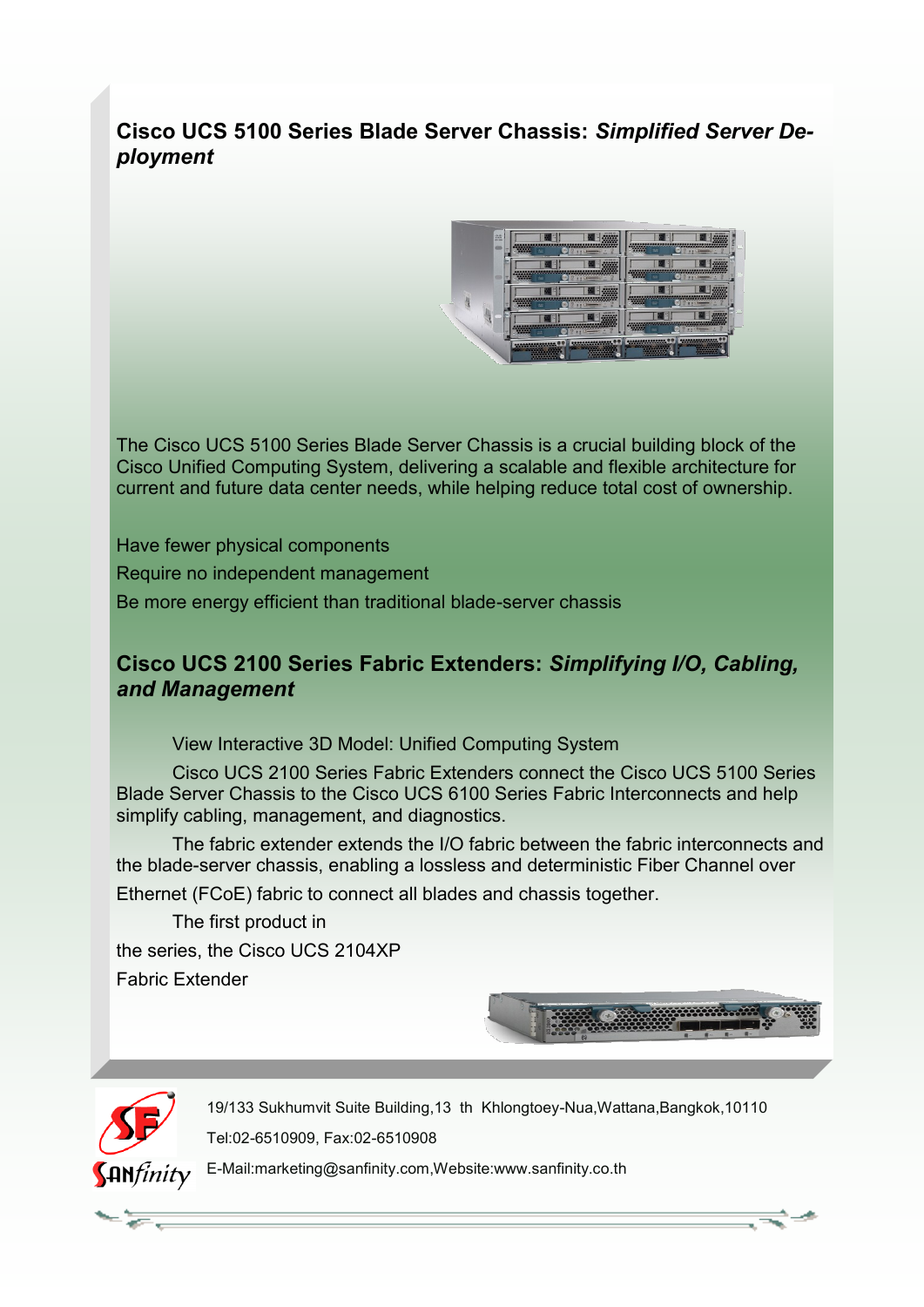## Cisco UCS 5100 Series Blade Server Chassis: *Simplified Server Deployment*

The Cisco UCS 5100 Series Blade Server Chassis is a crucial building block of the Cisco Unified Computing System, delivering a scalable and flexible architecture for current and future data center needs, while helping reduce total cost of ownership.

Have fewer physical components

Require no independent management

Be more energy efficient than traditional blade-server chassis

## Cisco UCS 2100 Series Fabric Extenders: *Simplifying I/O, Cabling, and Management*

View Interactive 3D Model: Unified Computing System

Cisco UCS 2100 Series Fabric Extenders connect the Cisco UCS 5100 Series Blade Server Chassis to the Cisco UCS 6100 Series Fabric Interconnects and help simplify cabling, management, and diagnostics.

The fabric extender extends the I/O fabric between the fabric interconnects and the blade-server chassis, enabling a lossless and deterministic Fiber Channel over Ethernet (FCoE) fabric to connect all blades and chassis together.

The first product in the series, the Cisco UCS 2104XP Fabric Extender

19/133 Sukhumvit Suite Building,13 th Khlongtoey-Nua,Wattana,Bangkok,10110

Tel:02-6510909, Fax:02-6510908

E-Mail:marketing@sanfinity.com,Website:www.sanfinity.co.th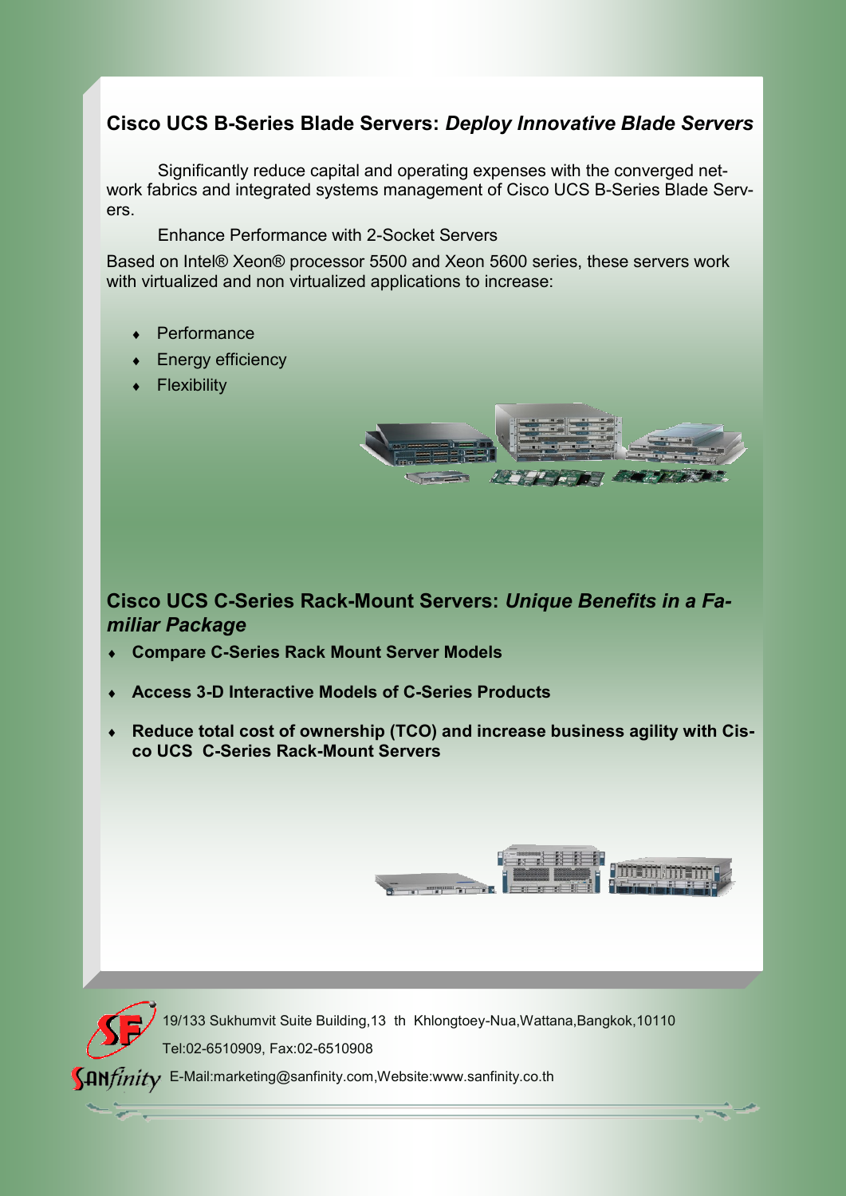## Cisco UCS B-Series Blade Servers: *Deploy Innovative Blade Servers*

Significantly reduce capital and operating expenses with the converged network fabrics and integrated systems management of Cisco UCS B-Series Blade Servers.

Enhance Performance with 2-Socket Servers

Based on Intel® Xeon® processor 5500 and Xeon 5600 series, these servers work with virtualized and non virtualized applications to increase:

- Performance
- Energy efficiency
- Flexibility

## Cisco UCS C-Series Rack-Mount Servers: *Unique Benefits in a Familiar Package*

- **Compare C-Series Rack Mount Server Models**
- **Access 3-D Interactive Models of C-Series Products**
- **Reduce total cost of ownership (TCO) and increase business agility with Cisco UCS C-Series Rack-Mount Servers**

19/133 Sukhumvit Suite Building,13 th Khlongtoey-Nua,Wattana,Bangkok,10110

Tel:02-6510909, Fax:02-6510908

E-Mail:marketing@sanfinity.com,Website:www.sanfinity.co.th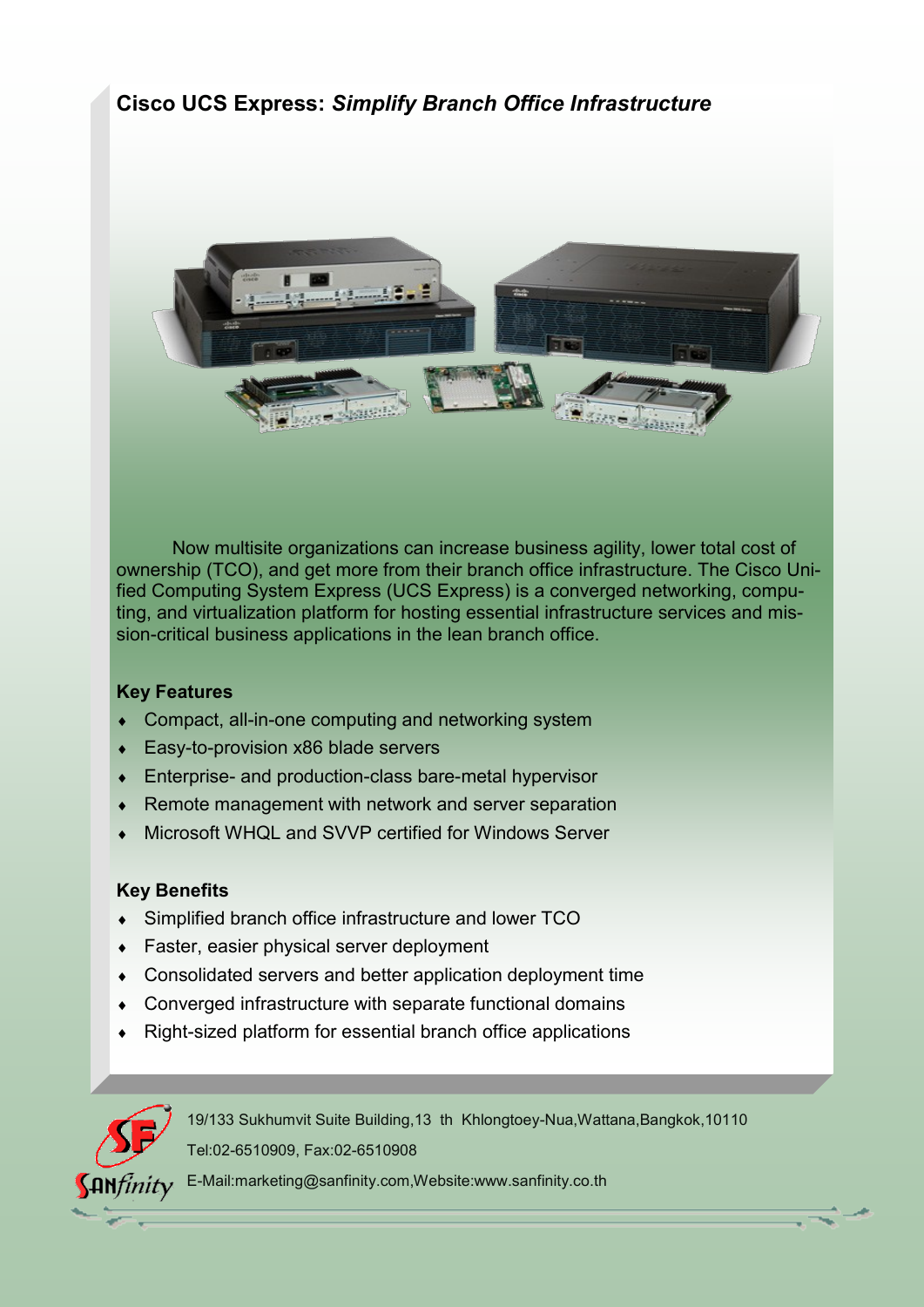## **Cisco UCS Express:** ***Simplify Branch Office Infrastructure***

Now multisite organizations can increase business agility, lower total cost of ownership (TCO), and get more from their branch office infrastructure. The Cisco Unified Computing System Express (UCS Express) is a converged networking, computing, and virtualization platform for hosting essential infrastructure services and mission-critical business applications in the lean branch office.

**Key Features**

- Compact, all-in-one computing and networking system
- Easy-to-provision x86 blade servers
- Enterprise- and production-class bare-metal hypervisor
- Remote management with network and server separation
- Microsoft WHQL and SVVP certified for Windows Server

**Key Benefits**

- Simplified branch office infrastructure and lower TCO
- Faster, easier physical server deployment
- Consolidated servers and better application deployment time
- Converged infrastructure with separate functional domains
- Right-sized platform for essential branch office applications

19/133 Sukhumvit Suite Building,13 th Khlongtoey-Nua,Wattana,Bangkok,10110

Tel:02-6510909, Fax:02-6510908

E-Mail:marketing@sanfinity.com,Website:www.sanfinity.co.th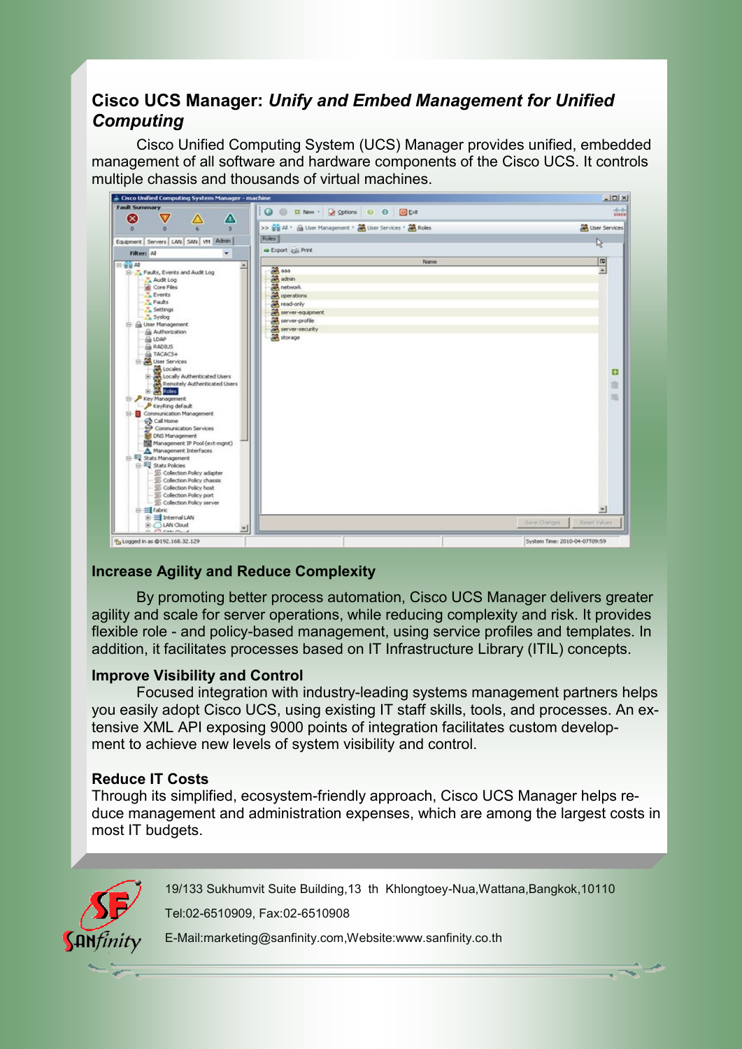## Cisco UCS Manager: *Unify and Embed Management for Unified Computing*

Cisco Unified Computing System (UCS) Manager provides unified, embedded management of all software and hardware components of the Cisco UCS. It controls multiple chassis and thousands of virtual machines.

### Increase Agility and Reduce Complexity

By promoting better process automation, Cisco UCS Manager delivers greater agility and scale for server operations, while reducing complexity and risk. It provides flexible role - and policy-based management, using service profiles and templates. In addition, it facilitates processes based on IT Infrastructure Library (ITIL) concepts.

### Improve Visibility and Control

Focused integration with industry-leading systems management partners helps you easily adopt Cisco UCS, using existing IT staff skills, tools, and processes. An extensive XML API exposing 9000 points of integration facilitates custom development to achieve new levels of system visibility and control.

### Reduce IT Costs

Through its simplified, ecosystem-friendly approach, Cisco UCS Manager helps reduce management and administration expenses, which are among the largest costs in most IT budgets.

19/133 Sukhumvit Suite Building,13 th Khlongtoey-Nua,Wattana,Bangkok,10110

Tel:02-6510909, Fax:02-6510908

E-Mail:marketing@sanfinity.com,Website:www.sanfinity.co.th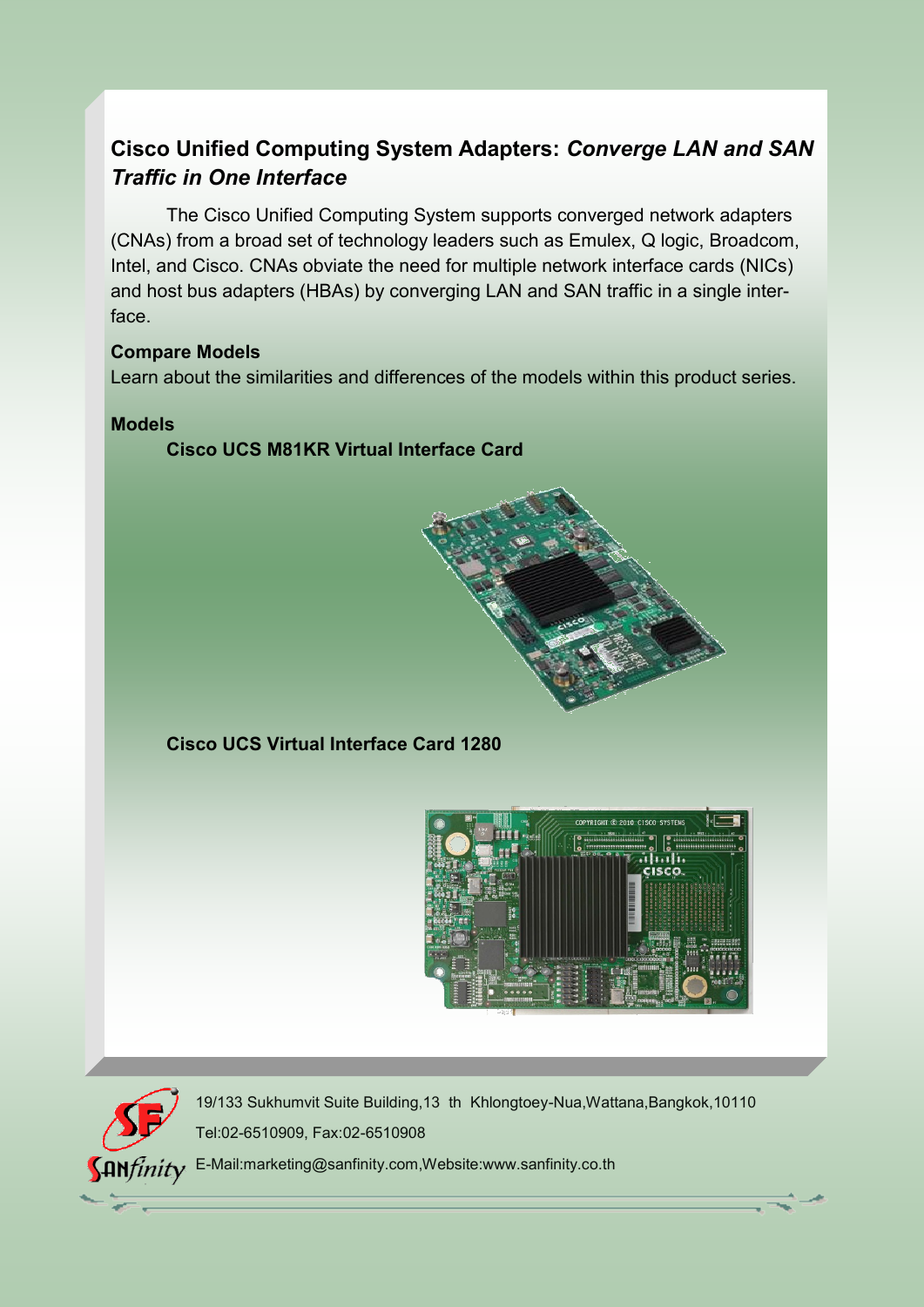## Cisco Unified Computing System Adapters: *Converge LAN and SAN Traffic in One Interface*

The Cisco Unified Computing System supports converged network adapters (CNAs) from a broad set of technology leaders such as Emulex, Q logic, Broadcom, Intel, and Cisco. CNAs obviate the need for multiple network interface cards (NICs) and host bus adapters (HBAs) by converging LAN and SAN traffic in a single interface.

**Compare Models**

Learn about the similarities and differences of the models within this product series.

**Models**

**Cisco UCS M81KR Virtual Interface Card**

**Cisco UCS Virtual Interface Card 1280**

19/133 Sukhumvit Suite Building,13 th Khlongtoey-Nua,Wattana,Bangkok,10110

Tel:02-6510909, Fax:02-6510908

E-Mail:marketing@sanfinity.com,Website:www.sanfinity.co.th